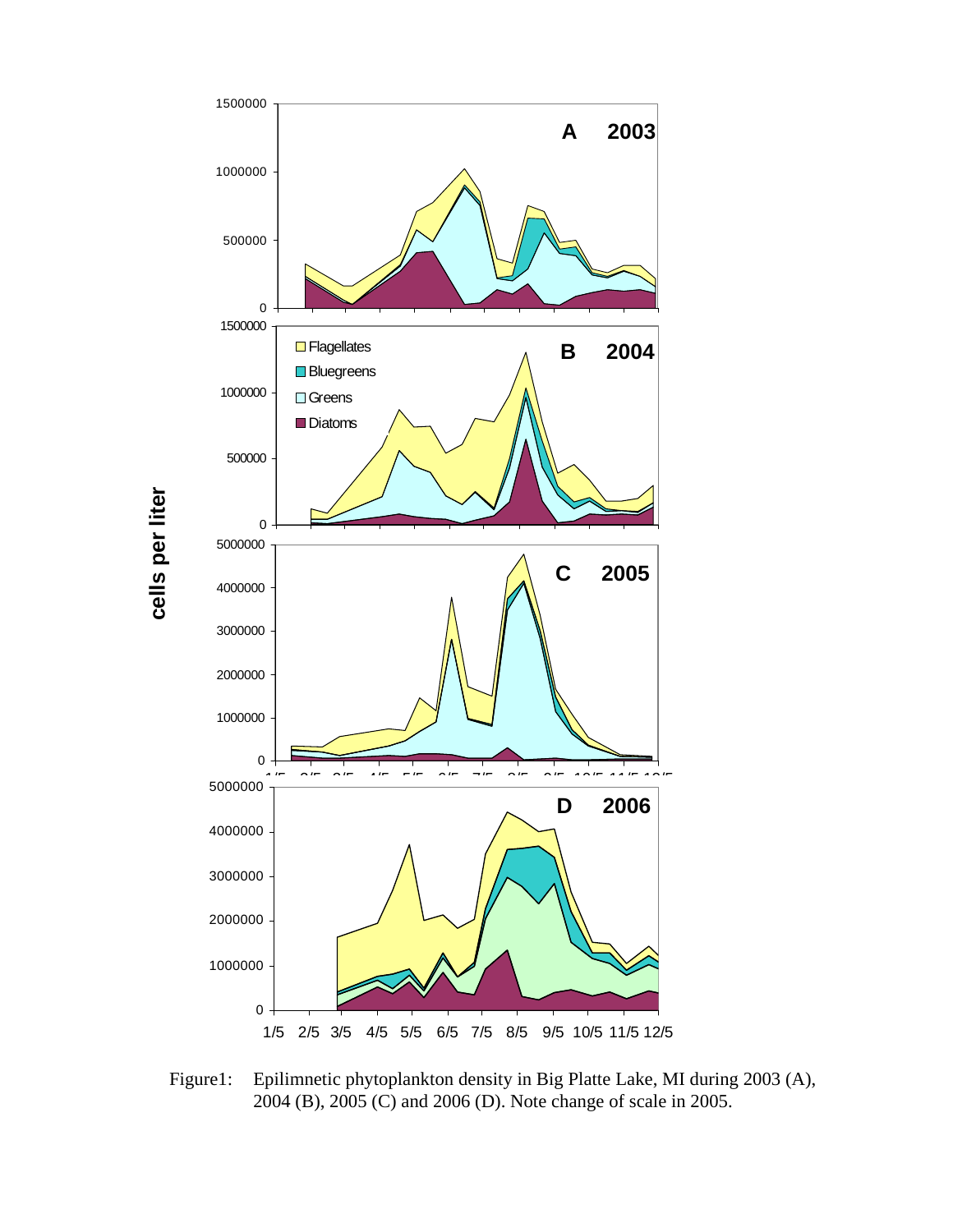Figure1: Epilimnetic phytoplankton density in Big Platte Lake, MI during 2003 (A), 2004 (B), 2005 (C) and 2006 (D). Note change of scale in 2005.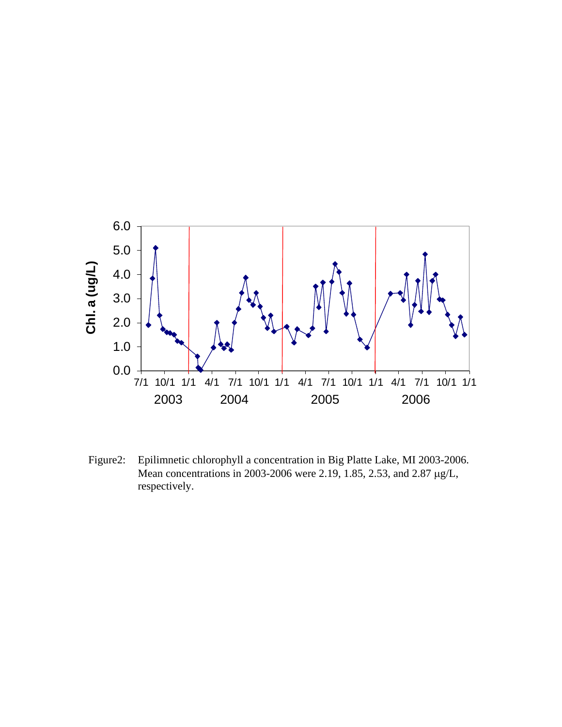Figure2: Epilimnetic chlorophyll a concentration in Big Platte Lake, MI 2003-2006. Mean concentrations in 2003-2006 were 2.19, 1.85, 2.53, and 2.87 μg/L, respectively.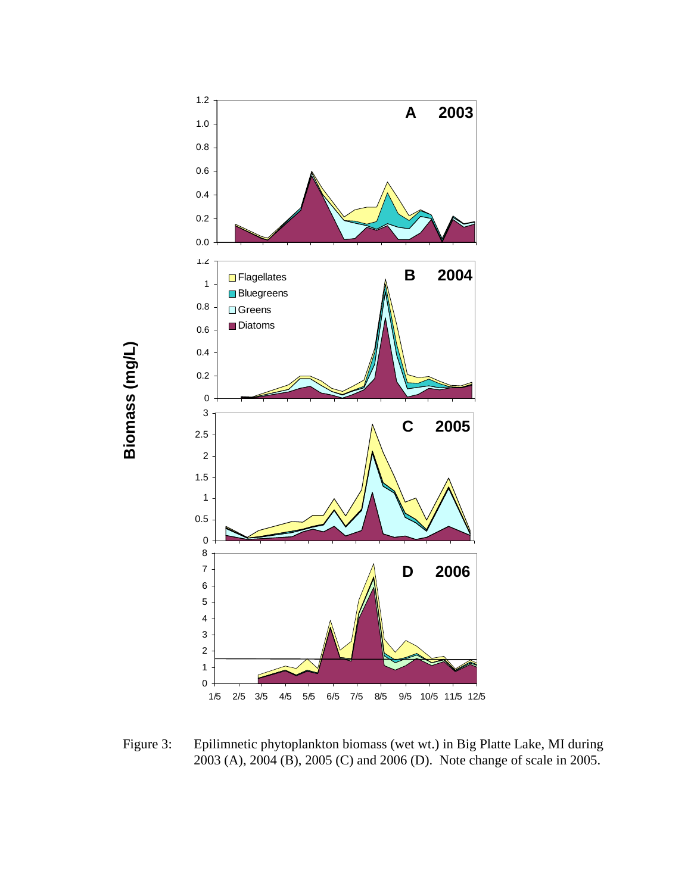Figure 3: Epilimnetic phytoplankton biomass (wet wt.) in Big Platte Lake, MI during 2003 (A), 2004 (B), 2005 (C) and 2006 (D). Note change of scale in 2005.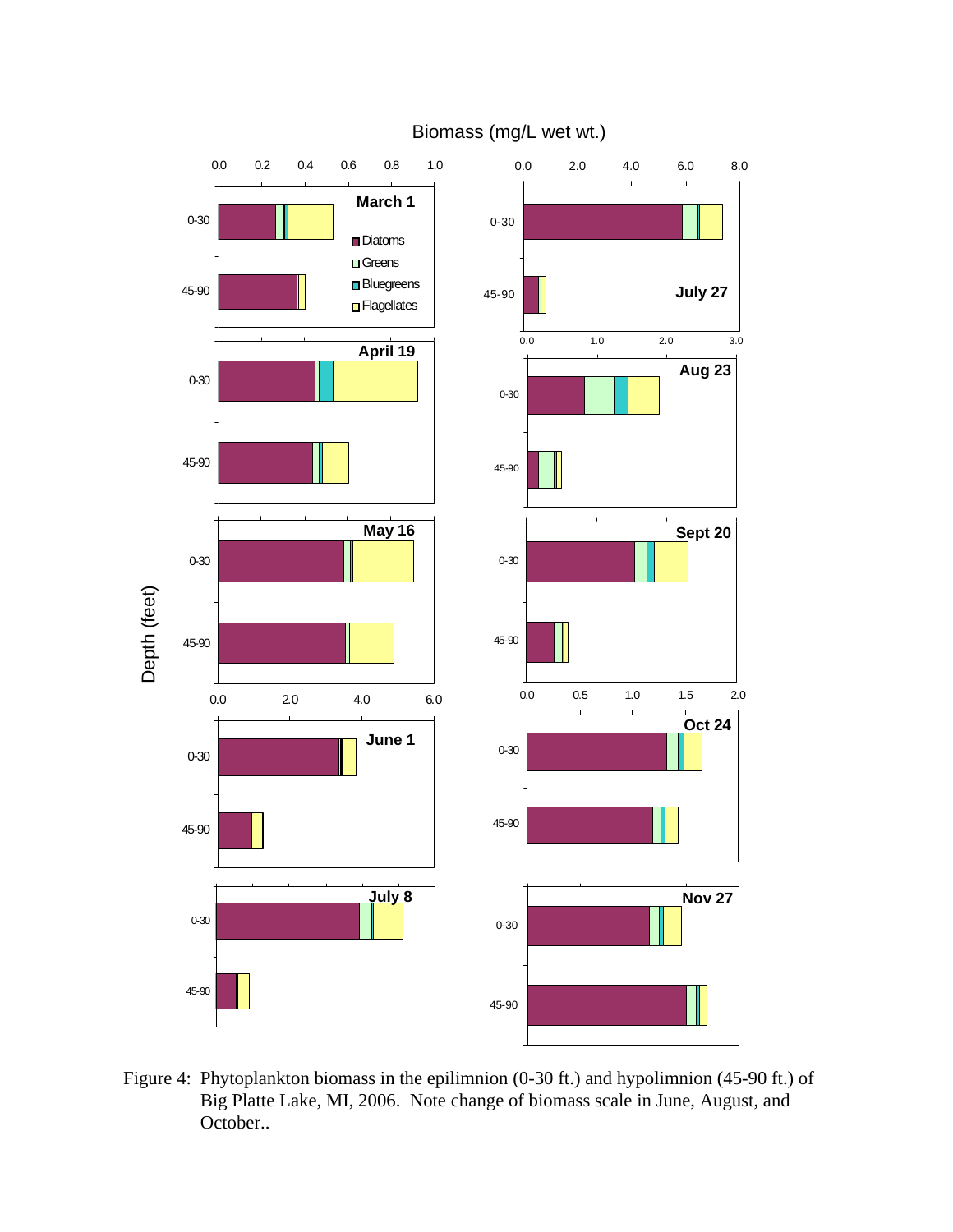Figure 4: Phytoplankton biomass in the epilimnion (0-30 ft.) and hypolimnion (45-90 ft.) of Big Platte Lake, MI, 2006. Note change of biomass scale in June, August, and October..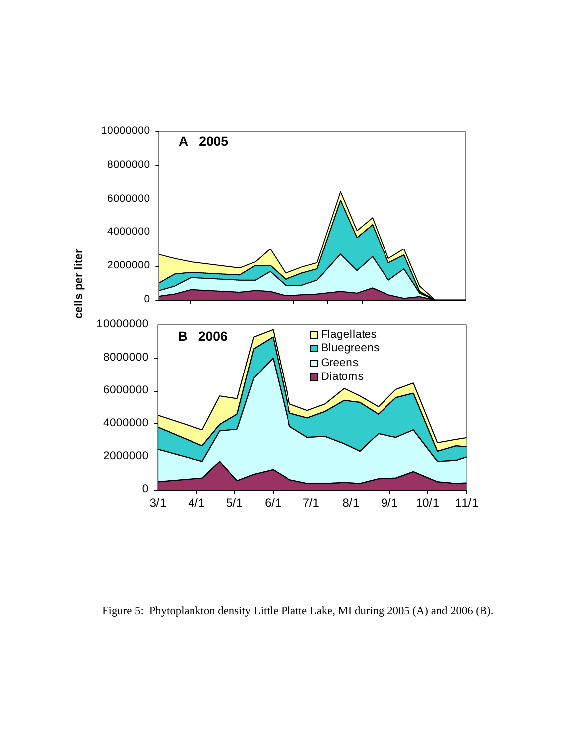Figure 5: Phytoplankton density Little Platte Lake, MI during 2005 (A) and 2006 (B).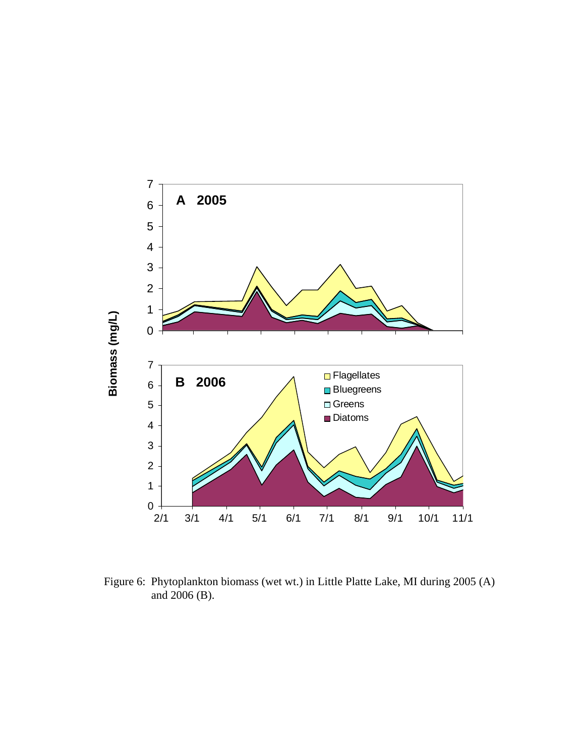Figure 6: Phytoplankton biomass (wet wt.) in Little Platte Lake, MI during 2005 (A) and 2006 (B).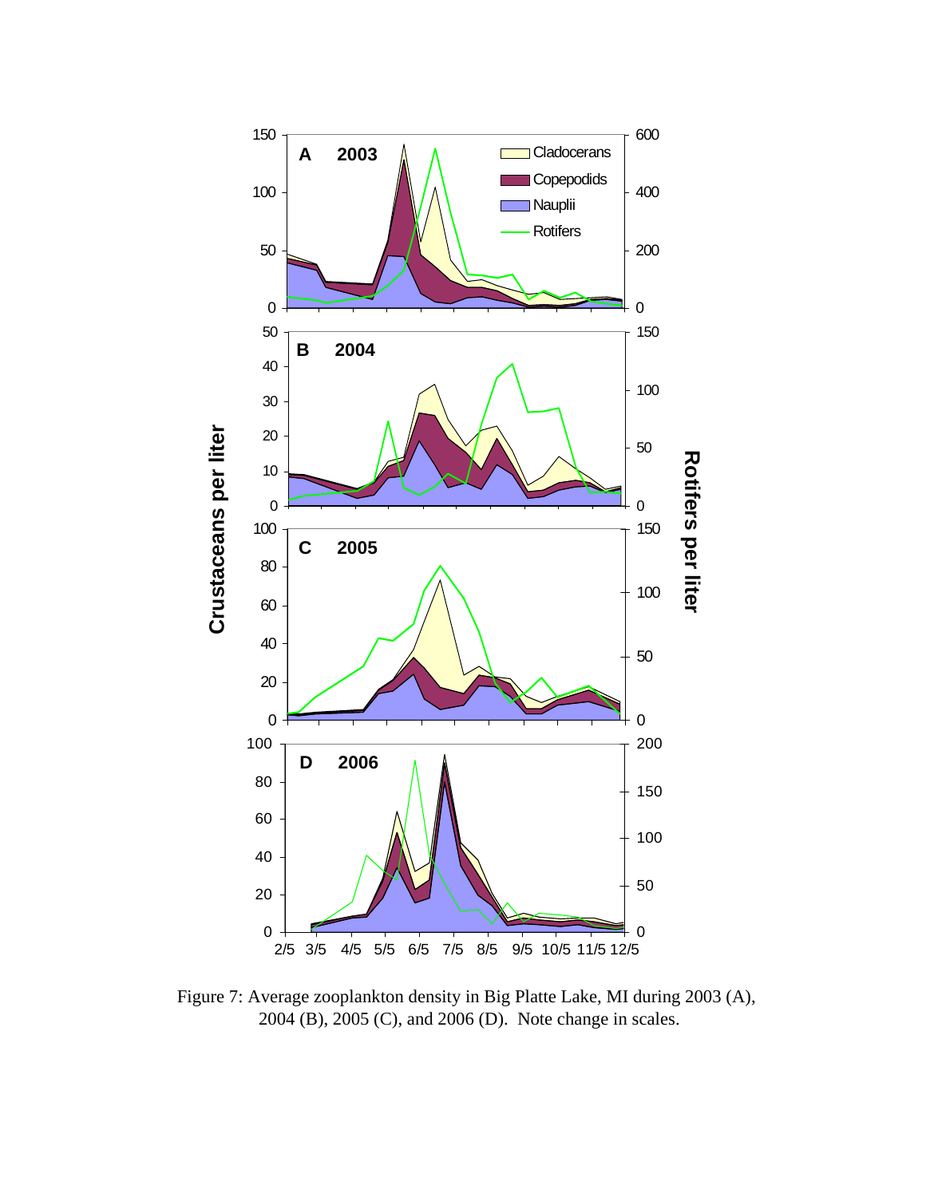Figure 7: Average zooplankton density in Big Platte Lake, MI during 2003 (A), 2004 (B), 2005 (C), and 2006 (D). Note change in scales.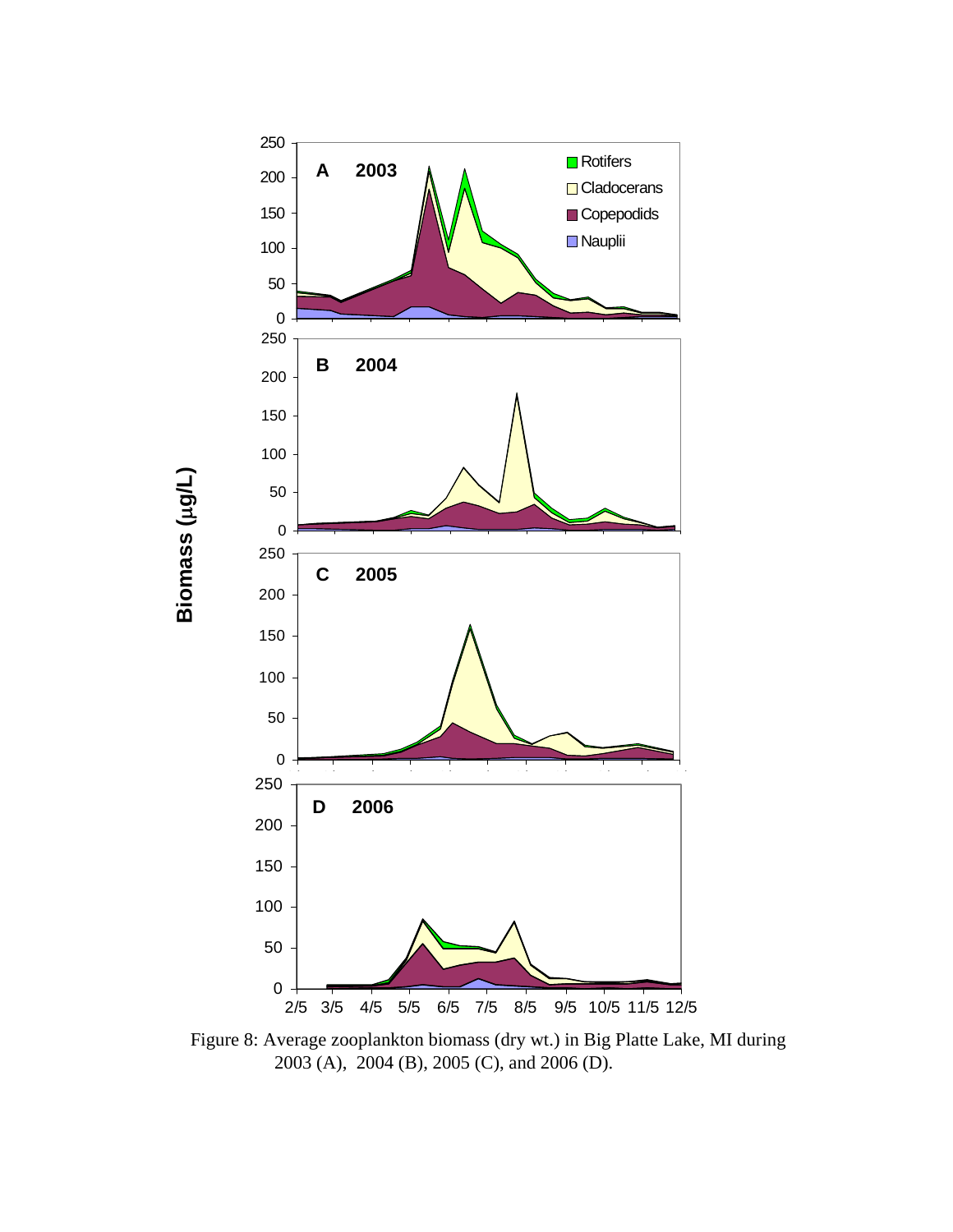Figure 8: Average zooplankton biomass (dry wt.) in Big Platte Lake, MI during 2003 (A), 2004 (B), 2005 (C), and 2006 (D).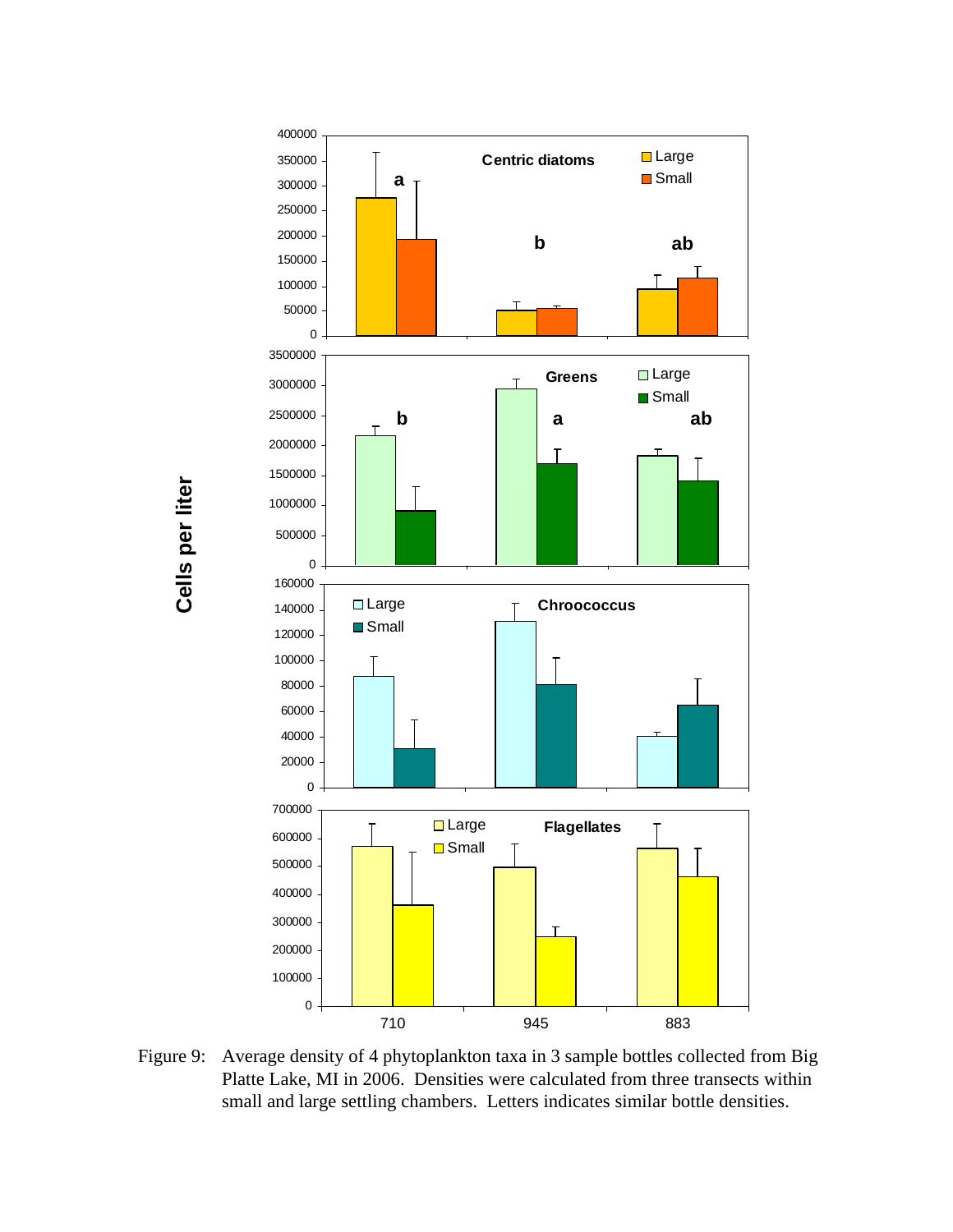Figure 9: Average density of 4 phytoplankton taxa in 3 sample bottles collected from Big Platte Lake, MI in 2006. Densities were calculated from three transects within small and large settling chambers. Letters indicates similar bottle densities.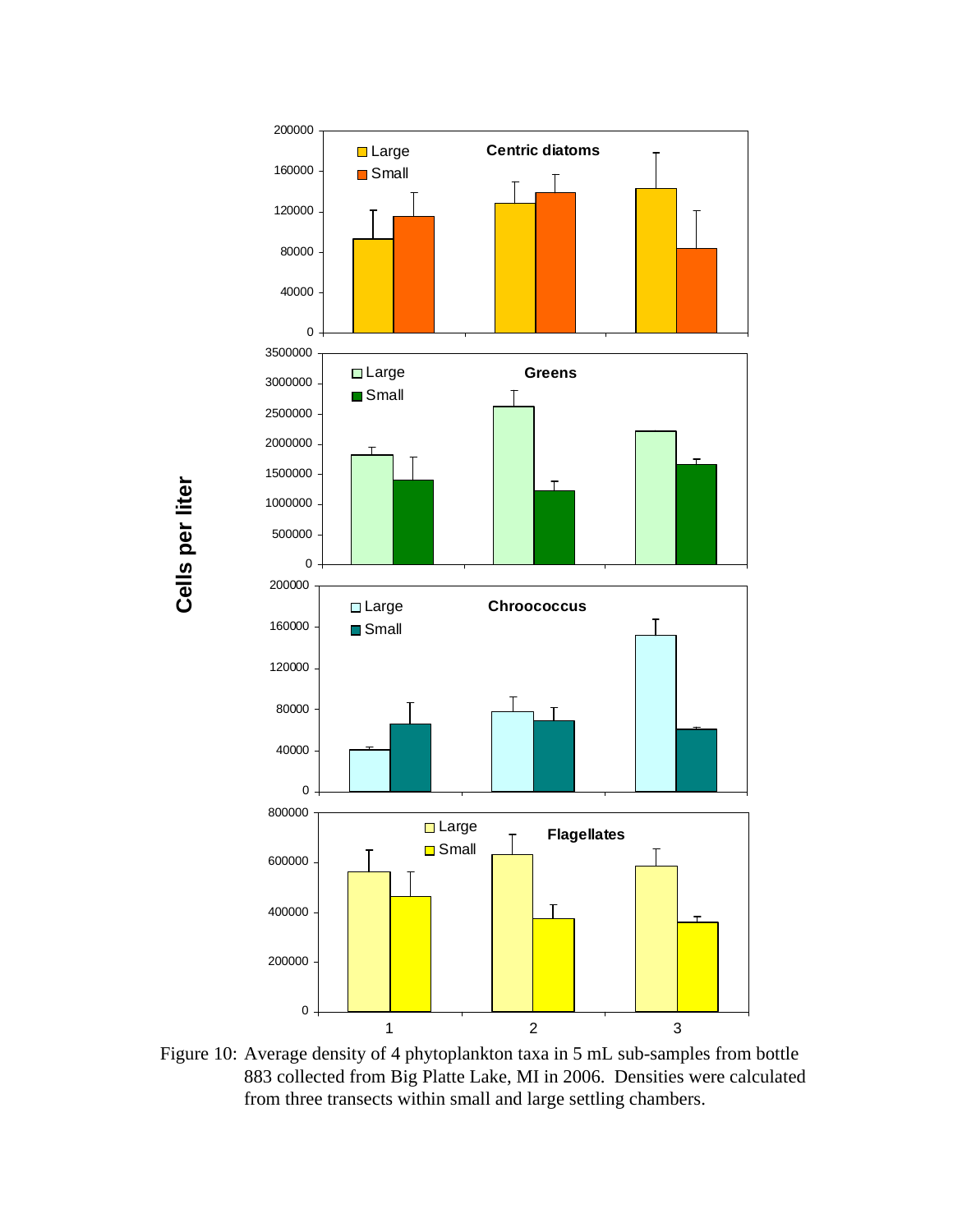Figure 10: Average density of 4 phytoplankton taxa in 5 mL sub-samples from bottle 883 collected from Big Platte Lake, MI in 2006. Densities were calculated from three transects within small and large settling chambers.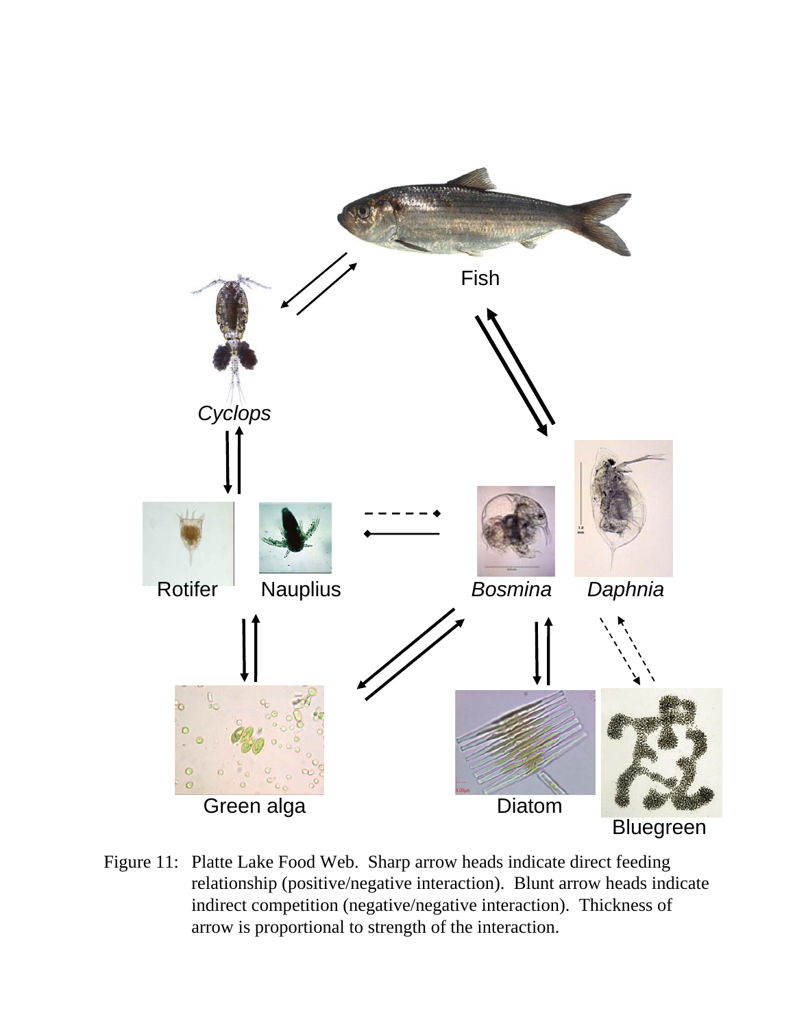Fish

*Cyclops*

Rotifer

Nauplius

*Bosmina*

*Daphnia*

Green alga

Diatom

Bluegreen

Figure 11: Platte Lake Food Web. Sharp arrow heads indicate direct feeding relationship (positive/negative interaction). Blunt arrow heads indicate indirect competition (negative/negative interaction). Thickness of arrow is proportional to strength of the interaction.